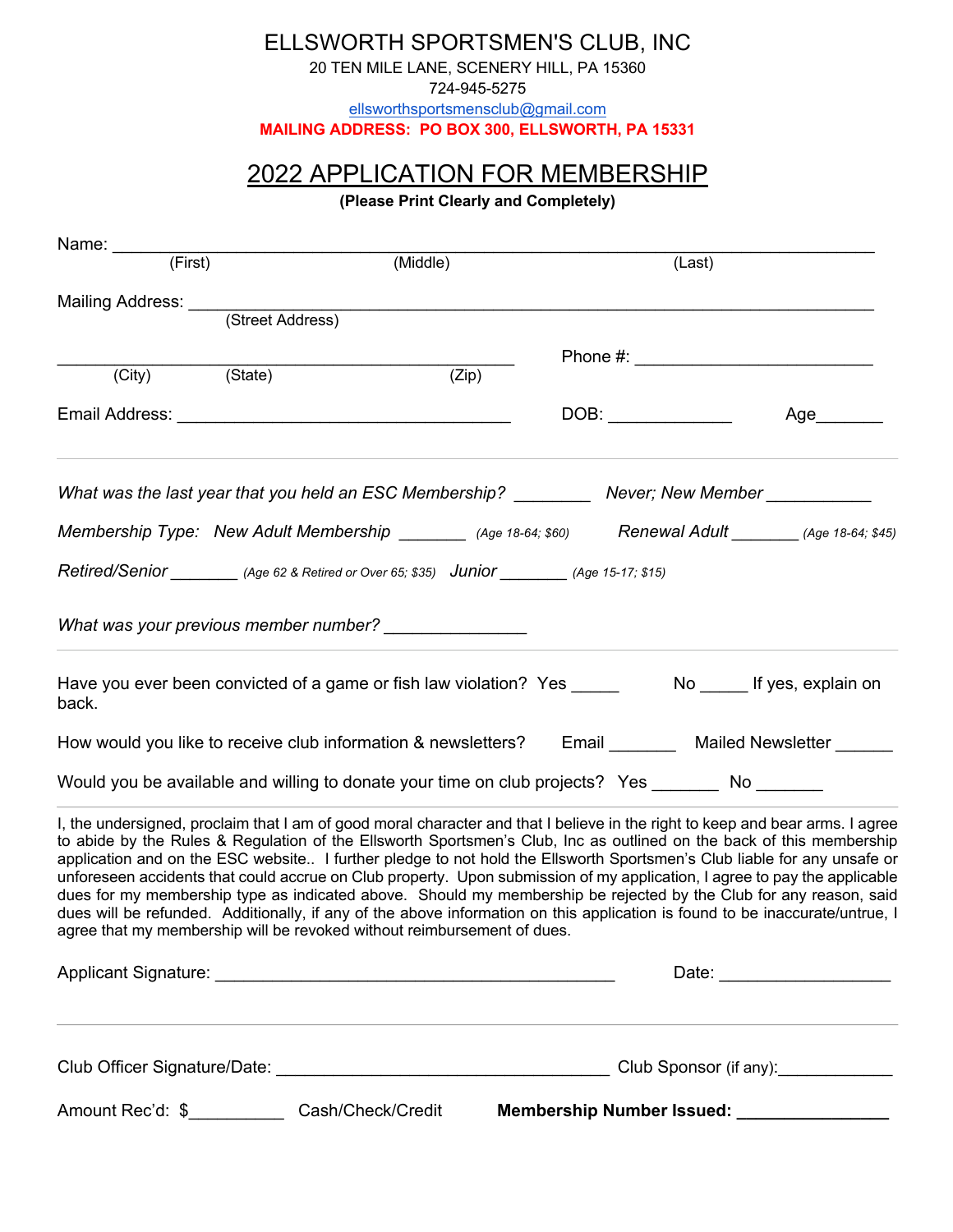# ELLSWORTH SPORTSMEN'S CLUB, INC

20 TEN MILE LANE, SCENERY HILL, PA 15360

724-945-5275

ellsworthsportsmensclub@gmail.com

**MAILING ADDRESS: PO BOX 300, ELLSWORTH, PA 15331**

## 2022 APPLICATION FOR MEMBERSHIP

**(Please Print Clearly and Completely)**

Name: ______________________________________________________________
(First) (Middle) (Last)

Mailing Address: ______________________________________________________
(Street Address)

_____________________________________________ Phone #: ________________________
(City) (State) (Zip)

Email Address: __________________________________ DOB: ____________ Age_______

---

*What was the last year that you held an ESC Membership?* ________ *Never; New Member* ___________

*Membership Type: New Adult Membership* _______ *(Age 18-64; $60)* *Renewal Adult* _______ *(Age 18-64; $45)*

*Retired/Senior* _______ *(Age 62 & Retired or Over 65; $35)* *Junior* _______ *(Age 15-17; $15)*

*What was your previous member number?* _______________

---

Have you ever been convicted of a game or fish law violation? Yes _____ No _____ If yes, explain on back.

How would you like to receive club information & newsletters? Email _______ Mailed Newsletter ______

Would you be available and willing to donate your time on club projects? Yes _______ No _______

---

I, the undersigned, proclaim that I am of good moral character and that I believe in the right to keep and bear arms. I agree to abide by the Rules & Regulation of the Ellsworth Sportsmen's Club, Inc as outlined on the back of this membership application and on the ESC website.. I further pledge to not hold the Ellsworth Sportsmen's Club liable for any unsafe or unforeseen accidents that could accrue on Club property. Upon submission of my application, I agree to pay the applicable dues for my membership type as indicated above. Should my membership be rejected by the Club for any reason, said dues will be refunded. Additionally, if any of the above information on this application is found to be inaccurate/untrue, I agree that my membership will be revoked without reimbursement of dues.

Applicant Signature: ________________________________________ Date: _________________

---

Club Officer Signature/Date: ___________________________________ Club Sponsor (if any):____________

Amount Rec'd: $__________ Cash/Check/Credit **Membership Number Issued: _______________**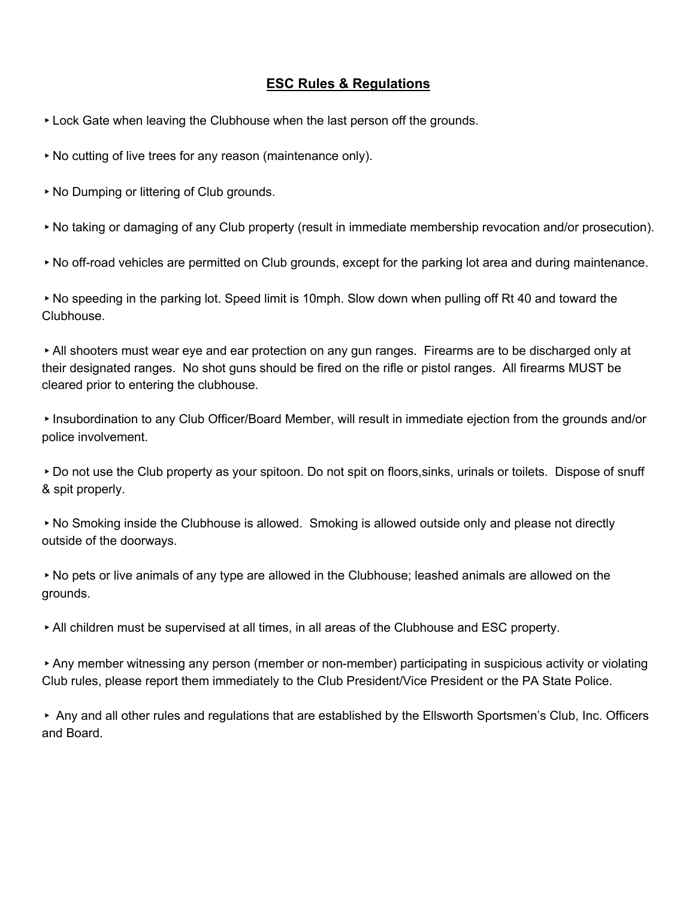## ESC Rules & Regulations

- Lock Gate when leaving the Clubhouse when the last person off the grounds.

- No cutting of live trees for any reason (maintenance only).

- No Dumping or littering of Club grounds.

- No taking or damaging of any Club property (result in immediate membership revocation and/or prosecution).

- No off-road vehicles are permitted on Club grounds, except for the parking lot area and during maintenance.

- No speeding in the parking lot. Speed limit is 10mph. Slow down when pulling off Rt 40 and toward the Clubhouse.

- All shooters must wear eye and ear protection on any gun ranges. Firearms are to be discharged only at their designated ranges. No shot guns should be fired on the rifle or pistol ranges. All firearms MUST be cleared prior to entering the clubhouse.

- Insubordination to any Club Officer/Board Member, will result in immediate ejection from the grounds and/or police involvement.

- Do not use the Club property as your spitoon. Do not spit on floors,sinks, urinals or toilets. Dispose of snuff & spit properly.

- No Smoking inside the Clubhouse is allowed. Smoking is allowed outside only and please not directly outside of the doorways.

- No pets or live animals of any type are allowed in the Clubhouse; leashed animals are allowed on the grounds.

- All children must be supervised at all times, in all areas of the Clubhouse and ESC property.

- Any member witnessing any person (member or non-member) participating in suspicious activity or violating Club rules, please report them immediately to the Club President/Vice President or the PA State Police.

- Any and all other rules and regulations that are established by the Ellsworth Sportsmen's Club, Inc. Officers and Board.